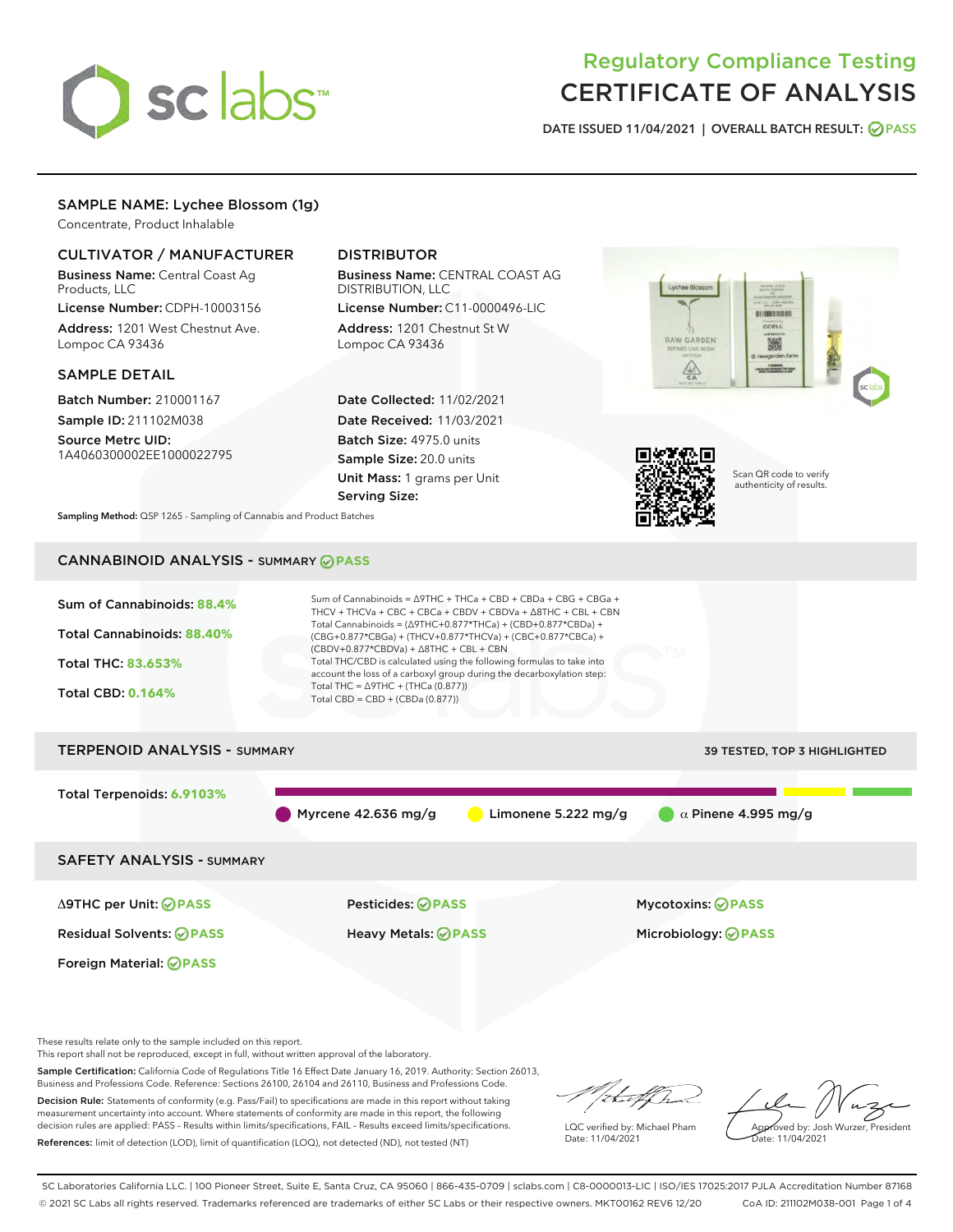# Regulatory Compliance Testing
# CERTIFICATE OF ANALYSIS

DATE ISSUED 11/04/2021 | OVERALL BATCH RESULT: PASS

## SAMPLE NAME: Lychee Blossom (1g)

Concentrate, Product Inhalable

### CULTIVATOR / MANUFACTURER

**Business Name:** Central Coast Ag Products, LLC

**License Number:** CDPH-10003156

**Address:** 1201 West Chestnut Ave. Lompoc CA 93436

### DISTRIBUTOR

**Business Name:** CENTRAL COAST AG DISTRIBUTION, LLC

**License Number:** C11-0000496-LIC

**Address:** 1201 Chestnut St W Lompoc CA 93436

### SAMPLE DETAIL

**Batch Number:** 210001167

**Sample ID:** 211102M038

**Source Metrc UID:** 1A4060300002EE1000022795

**Date Collected:** 11/02/2021

**Date Received:** 11/03/2021

**Batch Size:** 4975.0 units

**Sample Size:** 20.0 units

**Unit Mass:** 1 grams per Unit

**Serving Size:**

Scan QR code to verify authenticity of results.

**Sampling Method:** QSP 1265 - Sampling of Cannabis and Product Batches

## CANNABINOID ANALYSIS - SUMMARY PASS

Sum of Cannabinoids: **88.4%**

Total Cannabinoids: **88.40%**

Total THC: **83.653%**

Total CBD: **0.164%**

Sum of Cannabinoids = Δ9THC + THCa + CBD + CBDa + CBG + CBGa + THCV + THCVa + CBC + CBCa + CBDV + CBDVa + Δ8THC + CBL + CBN

Total Cannabinoids = (Δ9THC+0.877*THCa) + (CBD+0.877*CBDa) + (CBG+0.877*CBGa) + (THCV+0.877*THCVa) + (CBC+0.877*CBCa) + (CBDV+0.877*CBDVa) + Δ8THC + CBL + CBN

Total THC/CBD is calculated using the following formulas to take into account the loss of a carboxyl group during the decarboxylation step:

Total THC = Δ9THC + (THCa (0.877))

Total CBD = CBD + (CBDa (0.877))

## TERPENOID ANALYSIS - SUMMARY

39 TESTED, TOP 3 HIGHLIGHTED

Total Terpenoids: **6.9103%**

Myrcene 42.636 mg/g | Limonene 5.222 mg/g | α Pinene 4.995 mg/g

## SAFETY ANALYSIS - SUMMARY

| | | |
|---|---|---|
| Δ9THC per Unit: PASS | Pesticides: PASS | Mycotoxins: PASS |
| Residual Solvents: PASS | Heavy Metals: PASS | Microbiology: PASS |
| Foreign Material: PASS | | |

These results relate only to the sample included on this report.
This report shall not be reproduced, except in full, without written approval of the laboratory.

**Sample Certification:** California Code of Regulations Title 16 Effect Date January 16, 2019. Authority: Section 26013, Business and Professions Code. Reference: Sections 26100, 26104 and 26110, Business and Professions Code.

**Decision Rule:** Statements of conformity (e.g. Pass/Fail) to specifications are made in this report without taking measurement uncertainty into account. Where statements of conformity are made in this report, the following decision rules are applied: PASS – Results within limits/specifications, FAIL – Results exceed limits/specifications.

**References:** limit of detection (LOD), limit of quantification (LOQ), not detected (ND), not tested (NT)

LQC verified by: Michael Pham
Date: 11/04/2021

Approved by: Josh Wurzer, President
Date: 11/04/2021

SC Laboratories California LLC. | 100 Pioneer Street, Suite E, Santa Cruz, CA 95060 | 866-435-0709 | sclabs.com | C8-0000013-LIC | ISO/IES 17025:2017 PJLA Accreditation Number 87168
© 2021 SC Labs all rights reserved. Trademarks referenced are trademarks of either SC Labs or their respective owners. MKT00162 REV6 12/20 CoA ID: 211102M038-001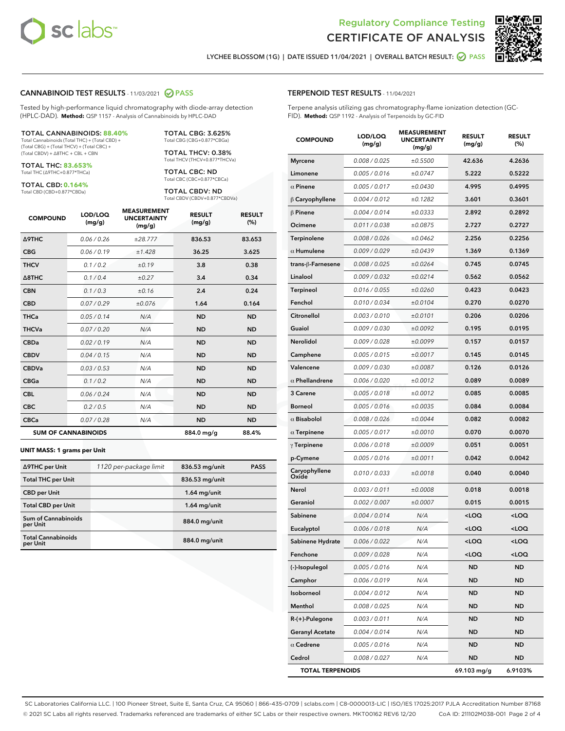Regulatory Compliance Testing
CERTIFICATE OF ANALYSIS

LYCHEE BLOSSOM (1G) | DATE ISSUED 11/04/2021 | OVERALL BATCH RESULT: PASS

## CANNABINOID TEST RESULTS - 11/03/2021 PASS

Tested by high-performance liquid chromatography with diode-array detection (HPLC-DAD). **Method:** QSP 1157 - Analysis of Cannabinoids by HPLC-DAD

**TOTAL CANNABINOIDS: 88.40%**
Total Cannabinoids (Total THC) + (Total CBD) + (Total CBG) + (Total THCV) + (Total CBC) + (Total CBDV) + Δ8THC + CBL + CBN

**TOTAL THC: 83.653%**
Total THC (Δ9THC+0.877*THCa)

**TOTAL CBD: 0.164%**
Total CBD (CBD+0.877*CBDa)

**TOTAL CBG: 3.625%**
Total CBG (CBG+0.877*CBGa)

**TOTAL THCV: 0.38%**
Total THCV (THCV+0.877*THCVa)

**TOTAL CBC: ND**
Total CBC (CBC+0.877*CBCa)

**TOTAL CBDV: ND**
Total CBDV (CBDV+0.877*CBDVa)

| COMPOUND | LOD/LOQ (mg/g) | MEASUREMENT UNCERTAINTY (mg/g) | RESULT (mg/g) | RESULT (%) |
|---|---|---|---|---|
| Δ9THC | 0.06 / 0.26 | ±28.777 | 836.53 | 83.653 |
| CBG | 0.06 / 0.19 | ±1.428 | 36.25 | 3.625 |
| THCV | 0.1 / 0.2 | ±0.19 | 3.8 | 0.38 |
| Δ8THC | 0.1 / 0.4 | ±0.27 | 3.4 | 0.34 |
| CBN | 0.1 / 0.3 | ±0.16 | 2.4 | 0.24 |
| CBD | 0.07 / 0.29 | ±0.076 | 1.64 | 0.164 |
| THCa | 0.05 / 0.14 | N/A | ND | ND |
| THCVa | 0.07 / 0.20 | N/A | ND | ND |
| CBDa | 0.02 / 0.19 | N/A | ND | ND |
| CBDV | 0.04 / 0.15 | N/A | ND | ND |
| CBDVa | 0.03 / 0.53 | N/A | ND | ND |
| CBGa | 0.1 / 0.2 | N/A | ND | ND |
| CBL | 0.06 / 0.24 | N/A | ND | ND |
| CBC | 0.2 / 0.5 | N/A | ND | ND |
| CBCa | 0.07 / 0.28 | N/A | ND | ND |
| **SUM OF CANNABINOIDS** | | | **884.0 mg/g** | **88.4%** |

**UNIT MASS: 1 grams per Unit**

| Δ9THC per Unit | 1120 per-package limit | 836.53 mg/unit | PASS |
|---|---|---|---|
| Total THC per Unit | | 836.53 mg/unit | |
| CBD per Unit | | 1.64 mg/unit | |
| Total CBD per Unit | | 1.64 mg/unit | |
| Sum of Cannabinoids per Unit | | 884.0 mg/unit | |
| Total Cannabinoids per Unit | | 884.0 mg/unit | |

## TERPENOID TEST RESULTS - 11/04/2021

Terpene analysis utilizing gas chromatography-flame ionization detection (GC-FID). **Method:** QSP 1192 - Analysis of Terpenoids by GC-FID

| COMPOUND | LOD/LOQ (mg/g) | MEASUREMENT UNCERTAINTY (mg/g) | RESULT (mg/g) | RESULT (%) |
|---|---|---|---|---|
| Myrcene | 0.008 / 0.025 | ±0.5500 | 42.636 | 4.2636 |
| Limonene | 0.005 / 0.016 | ±0.0747 | 5.222 | 0.5222 |
| α Pinene | 0.005 / 0.017 | ±0.0430 | 4.995 | 0.4995 |
| β Caryophyllene | 0.004 / 0.012 | ±0.1282 | 3.601 | 0.3601 |
| β Pinene | 0.004 / 0.014 | ±0.0333 | 2.892 | 0.2892 |
| Ocimene | 0.011 / 0.038 | ±0.0875 | 2.727 | 0.2727 |
| Terpinolene | 0.008 / 0.026 | ±0.0462 | 2.256 | 0.2256 |
| α Humulene | 0.009 / 0.029 | ±0.0439 | 1.369 | 0.1369 |
| trans-β-Farnesene | 0.008 / 0.025 | ±0.0264 | 0.745 | 0.0745 |
| Linalool | 0.009 / 0.032 | ±0.0214 | 0.562 | 0.0562 |
| Terpineol | 0.016 / 0.055 | ±0.0260 | 0.423 | 0.0423 |
| Fenchol | 0.010 / 0.034 | ±0.0104 | 0.270 | 0.0270 |
| Citronellol | 0.003 / 0.010 | ±0.0101 | 0.206 | 0.0206 |
| Guaiol | 0.009 / 0.030 | ±0.0092 | 0.195 | 0.0195 |
| Nerolidol | 0.009 / 0.028 | ±0.0099 | 0.157 | 0.0157 |
| Camphene | 0.005 / 0.015 | ±0.0017 | 0.145 | 0.0145 |
| Valencene | 0.009 / 0.030 | ±0.0087 | 0.126 | 0.0126 |
| α Phellandrene | 0.006 / 0.020 | ±0.0012 | 0.089 | 0.0089 |
| 3 Carene | 0.005 / 0.018 | ±0.0012 | 0.085 | 0.0085 |
| Borneol | 0.005 / 0.016 | ±0.0035 | 0.084 | 0.0084 |
| α Bisabolol | 0.008 / 0.026 | ±0.0044 | 0.082 | 0.0082 |
| α Terpinene | 0.005 / 0.017 | ±0.0010 | 0.070 | 0.0070 |
| γ Terpinene | 0.006 / 0.018 | ±0.0009 | 0.051 | 0.0051 |
| p-Cymene | 0.005 / 0.016 | ±0.0011 | 0.042 | 0.0042 |
| Caryophyllene Oxide | 0.010 / 0.033 | ±0.0018 | 0.040 | 0.0040 |
| Nerol | 0.003 / 0.011 | ±0.0008 | 0.018 | 0.0018 |
| Geraniol | 0.002 / 0.007 | ±0.0007 | 0.015 | 0.0015 |
| Sabinene | 0.004 / 0.014 | N/A | <LOQ | <LOQ |
| Eucalyptol | 0.006 / 0.018 | N/A | <LOQ | <LOQ |
| Sabinene Hydrate | 0.006 / 0.022 | N/A | <LOQ | <LOQ |
| Fenchone | 0.009 / 0.028 | N/A | <LOQ | <LOQ |
| (-)-Isopulegol | 0.005 / 0.016 | N/A | ND | ND |
| Camphor | 0.006 / 0.019 | N/A | ND | ND |
| Isoborneol | 0.004 / 0.012 | N/A | ND | ND |
| Menthol | 0.008 / 0.025 | N/A | ND | ND |
| R-(+)-Pulegone | 0.003 / 0.011 | N/A | ND | ND |
| Geranyl Acetate | 0.004 / 0.014 | N/A | ND | ND |
| α Cedrene | 0.005 / 0.016 | N/A | ND | ND |
| Cedrol | 0.008 / 0.027 | N/A | ND | ND |
| **TOTAL TERPENOIDS** | | | **69.103 mg/g** | **6.9103%** |

SC Laboratories California LLC. | 100 Pioneer Street, Suite E, Santa Cruz, CA 95060 | 866-435-0709 | sclabs.com | C8-0000013-LIC | ISO/IES 17025:2017 PJLA Accreditation Number 87168
© 2021 SC Labs all rights reserved. Trademarks referenced are trademarks of either SC Labs or their respective owners. MKT00162 REV6 12/20 CoA ID: 211102M038-001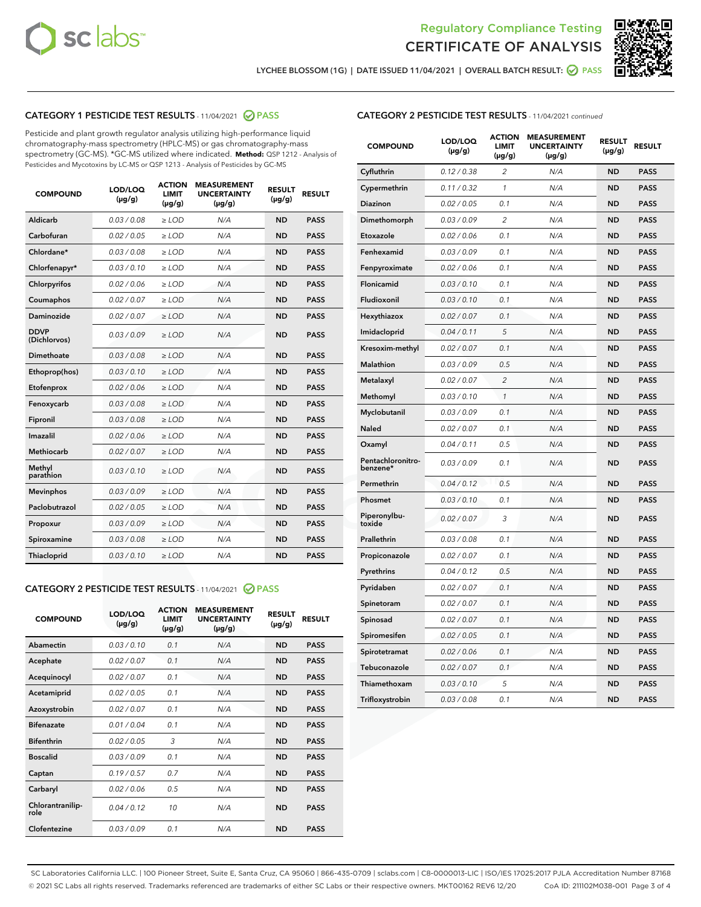Regulatory Compliance Testing
CERTIFICATE OF ANALYSIS

LYCHEE BLOSSOM (1G) | DATE ISSUED 11/04/2021 | OVERALL BATCH RESULT: PASS

## CATEGORY 1 PESTICIDE TEST RESULTS - 11/04/2021 PASS

Pesticide and plant growth regulator analysis utilizing high-performance liquid chromatography-mass spectrometry (HPLC-MS) or gas chromatography-mass spectrometry (GC-MS). *GC-MS utilized where indicated. **Method:** QSP 1212 - Analysis of Pesticides and Mycotoxins by LC-MS or QSP 1213 - Analysis of Pesticides by GC-MS

| COMPOUND | LOD/LOQ (µg/g) | ACTION LIMIT (µg/g) | MEASUREMENT UNCERTAINTY (µg/g) | RESULT (µg/g) | RESULT |
|---|---|---|---|---|---|
| Aldicarb | 0.03 / 0.08 | ≥ LOD | N/A | ND | PASS |
| Carbofuran | 0.02 / 0.05 | ≥ LOD | N/A | ND | PASS |
| Chlordane* | 0.03 / 0.08 | ≥ LOD | N/A | ND | PASS |
| Chlorfenapyr* | 0.03 / 0.10 | ≥ LOD | N/A | ND | PASS |
| Chlorpyrifos | 0.02 / 0.06 | ≥ LOD | N/A | ND | PASS |
| Coumaphos | 0.02 / 0.07 | ≥ LOD | N/A | ND | PASS |
| Daminozide | 0.02 / 0.07 | ≥ LOD | N/A | ND | PASS |
| DDVP (Dichlorvos) | 0.03 / 0.09 | ≥ LOD | N/A | ND | PASS |
| Dimethoate | 0.03 / 0.08 | ≥ LOD | N/A | ND | PASS |
| Ethoprop(hos) | 0.03 / 0.10 | ≥ LOD | N/A | ND | PASS |
| Etofenprox | 0.02 / 0.06 | ≥ LOD | N/A | ND | PASS |
| Fenoxycarb | 0.03 / 0.08 | ≥ LOD | N/A | ND | PASS |
| Fipronil | 0.03 / 0.08 | ≥ LOD | N/A | ND | PASS |
| Imazalil | 0.02 / 0.06 | ≥ LOD | N/A | ND | PASS |
| Methiocarb | 0.02 / 0.07 | ≥ LOD | N/A | ND | PASS |
| Methyl parathion | 0.03 / 0.10 | ≥ LOD | N/A | ND | PASS |
| Mevinphos | 0.03 / 0.09 | ≥ LOD | N/A | ND | PASS |
| Paclobutrazol | 0.02 / 0.05 | ≥ LOD | N/A | ND | PASS |
| Propoxur | 0.03 / 0.09 | ≥ LOD | N/A | ND | PASS |
| Spiroxamine | 0.03 / 0.08 | ≥ LOD | N/A | ND | PASS |
| Thiacloprid | 0.03 / 0.10 | ≥ LOD | N/A | ND | PASS |

## CATEGORY 2 PESTICIDE TEST RESULTS - 11/04/2021 PASS

| COMPOUND | LOD/LOQ (µg/g) | ACTION LIMIT (µg/g) | MEASUREMENT UNCERTAINTY (µg/g) | RESULT (µg/g) | RESULT |
|---|---|---|---|---|---|
| Abamectin | 0.03 / 0.10 | 0.1 | N/A | ND | PASS |
| Acephate | 0.02 / 0.07 | 0.1 | N/A | ND | PASS |
| Acequinocyl | 0.02 / 0.07 | 0.1 | N/A | ND | PASS |
| Acetamiprid | 0.02 / 0.05 | 0.1 | N/A | ND | PASS |
| Azoxystrobin | 0.02 / 0.07 | 0.1 | N/A | ND | PASS |
| Bifenazate | 0.01 / 0.04 | 0.1 | N/A | ND | PASS |
| Bifenthrin | 0.02 / 0.05 | 3 | N/A | ND | PASS |
| Boscalid | 0.03 / 0.09 | 0.1 | N/A | ND | PASS |
| Captan | 0.19 / 0.57 | 0.7 | N/A | ND | PASS |
| Carbaryl | 0.02 / 0.06 | 0.5 | N/A | ND | PASS |
| Chlorantraniliprole | 0.04 / 0.12 | 10 | N/A | ND | PASS |
| Clofentezine | 0.03 / 0.09 | 0.1 | N/A | ND | PASS |
| Cyfluthrin | 0.12 / 0.38 | 2 | N/A | ND | PASS |
| Cypermethrin | 0.11 / 0.32 | 1 | N/A | ND | PASS |
| Diazinon | 0.02 / 0.05 | 0.1 | N/A | ND | PASS |
| Dimethomorph | 0.03 / 0.09 | 2 | N/A | ND | PASS |
| Etoxazole | 0.02 / 0.06 | 0.1 | N/A | ND | PASS |
| Fenhexamid | 0.03 / 0.09 | 0.1 | N/A | ND | PASS |
| Fenpyroximate | 0.02 / 0.06 | 0.1 | N/A | ND | PASS |
| Flonicamid | 0.03 / 0.10 | 0.1 | N/A | ND | PASS |
| Fludioxonil | 0.03 / 0.10 | 0.1 | N/A | ND | PASS |
| Hexythiazox | 0.02 / 0.07 | 0.1 | N/A | ND | PASS |
| Imidacloprid | 0.04 / 0.11 | 5 | N/A | ND | PASS |
| Kresoxim-methyl | 0.02 / 0.07 | 0.1 | N/A | ND | PASS |
| Malathion | 0.03 / 0.09 | 0.5 | N/A | ND | PASS |
| Metalaxyl | 0.02 / 0.07 | 2 | N/A | ND | PASS |
| Methomyl | 0.03 / 0.10 | 1 | N/A | ND | PASS |
| Myclobutanil | 0.03 / 0.09 | 0.1 | N/A | ND | PASS |
| Naled | 0.02 / 0.07 | 0.1 | N/A | ND | PASS |
| Oxamyl | 0.04 / 0.11 | 0.5 | N/A | ND | PASS |
| Pentachloronitrobenzene* | 0.03 / 0.09 | 0.1 | N/A | ND | PASS |
| Permethrin | 0.04 / 0.12 | 0.5 | N/A | ND | PASS |
| Phosmet | 0.03 / 0.10 | 0.1 | N/A | ND | PASS |
| Piperonylbutoxide | 0.02 / 0.07 | 3 | N/A | ND | PASS |
| Prallethrin | 0.03 / 0.08 | 0.1 | N/A | ND | PASS |
| Propiconazole | 0.02 / 0.07 | 0.1 | N/A | ND | PASS |
| Pyrethrins | 0.04 / 0.12 | 0.5 | N/A | ND | PASS |
| Pyridaben | 0.02 / 0.07 | 0.1 | N/A | ND | PASS |
| Spinetoram | 0.02 / 0.07 | 0.1 | N/A | ND | PASS |
| Spinosad | 0.02 / 0.07 | 0.1 | N/A | ND | PASS |
| Spiromesifen | 0.02 / 0.05 | 0.1 | N/A | ND | PASS |
| Spirotetramat | 0.02 / 0.06 | 0.1 | N/A | ND | PASS |
| Tebuconazole | 0.02 / 0.07 | 0.1 | N/A | ND | PASS |
| Thiamethoxam | 0.03 / 0.10 | 5 | N/A | ND | PASS |
| Trifloxystrobin | 0.03 / 0.08 | 0.1 | N/A | ND | PASS |

SC Laboratories California LLC. | 100 Pioneer Street, Suite E, Santa Cruz, CA 95060 | 866-435-0709 | sclabs.com | C8-0000013-LIC | ISO/IES 17025:2017 PJLA Accreditation Number 87168
© 2021 SC Labs all rights reserved. Trademarks referenced are trademarks of either SC Labs or their respective owners. MKT00162 REV6 12/20 CoA ID: 211102M038-001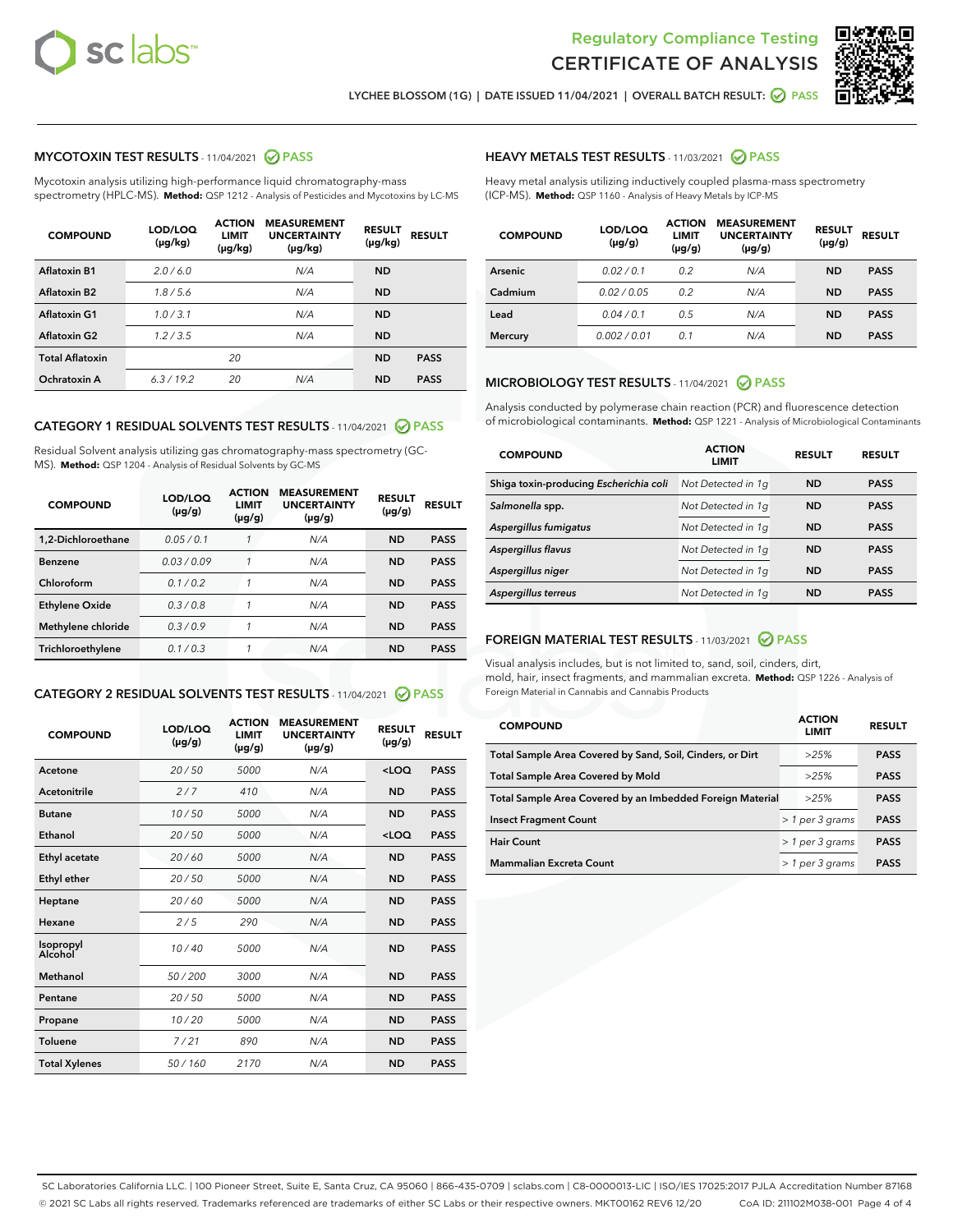Regulatory Compliance Testing
# CERTIFICATE OF ANALYSIS

LYCHEE BLOSSOM (1G) | DATE ISSUED 11/04/2021 | OVERALL BATCH RESULT: PASS

## MYCOTOXIN TEST RESULTS - 11/04/2021 PASS

Mycotoxin analysis utilizing high-performance liquid chromatography-mass spectrometry (HPLC-MS). **Method:** QSP 1212 - Analysis of Pesticides and Mycotoxins by LC-MS

| COMPOUND | LOD/LOQ (µg/kg) | ACTION LIMIT (µg/kg) | MEASUREMENT UNCERTAINTY (µg/kg) | RESULT (µg/kg) | RESULT |
|---|---|---|---|---|---|
| Aflatoxin B1 | 2.0 / 6.0 | | N/A | ND | |
| Aflatoxin B2 | 1.8 / 5.6 | | N/A | ND | |
| Aflatoxin G1 | 1.0 / 3.1 | | N/A | ND | |
| Aflatoxin G2 | 1.2 / 3.5 | | N/A | ND | |
| Total Aflatoxin | | 20 | | ND | PASS |
| Ochratoxin A | 6.3 / 19.2 | 20 | N/A | ND | PASS |

## CATEGORY 1 RESIDUAL SOLVENTS TEST RESULTS - 11/04/2021 PASS

Residual Solvent analysis utilizing gas chromatography-mass spectrometry (GC-MS). **Method:** QSP 1204 - Analysis of Residual Solvents by GC-MS

| COMPOUND | LOD/LOQ (µg/g) | ACTION LIMIT (µg/g) | MEASUREMENT UNCERTAINTY (µg/g) | RESULT (µg/g) | RESULT |
|---|---|---|---|---|---|
| 1,2-Dichloroethane | 0.05 / 0.1 | 1 | N/A | ND | PASS |
| Benzene | 0.03 / 0.09 | 1 | N/A | ND | PASS |
| Chloroform | 0.1 / 0.2 | 1 | N/A | ND | PASS |
| Ethylene Oxide | 0.3 / 0.8 | 1 | N/A | ND | PASS |
| Methylene chloride | 0.3 / 0.9 | 1 | N/A | ND | PASS |
| Trichloroethylene | 0.1 / 0.3 | 1 | N/A | ND | PASS |

## CATEGORY 2 RESIDUAL SOLVENTS TEST RESULTS - 11/04/2021 PASS

| COMPOUND | LOD/LOQ (µg/g) | ACTION LIMIT (µg/g) | MEASUREMENT UNCERTAINTY (µg/g) | RESULT (µg/g) | RESULT |
|---|---|---|---|---|---|
| Acetone | 20 / 50 | 5000 | N/A | <LOQ | PASS |
| Acetonitrile | 2 / 7 | 410 | N/A | ND | PASS |
| Butane | 10 / 50 | 5000 | N/A | ND | PASS |
| Ethanol | 20 / 50 | 5000 | N/A | <LOQ | PASS |
| Ethyl acetate | 20 / 60 | 5000 | N/A | ND | PASS |
| Ethyl ether | 20 / 50 | 5000 | N/A | ND | PASS |
| Heptane | 20 / 60 | 5000 | N/A | ND | PASS |
| Hexane | 2 / 5 | 290 | N/A | ND | PASS |
| Isopropyl Alcohol | 10 / 40 | 5000 | N/A | ND | PASS |
| Methanol | 50 / 200 | 3000 | N/A | ND | PASS |
| Pentane | 20 / 50 | 5000 | N/A | ND | PASS |
| Propane | 10 / 20 | 5000 | N/A | ND | PASS |
| Toluene | 7 / 21 | 890 | N/A | ND | PASS |
| Total Xylenes | 50 / 160 | 2170 | N/A | ND | PASS |

## HEAVY METALS TEST RESULTS - 11/03/2021 PASS

Heavy metal analysis utilizing inductively coupled plasma-mass spectrometry (ICP-MS). **Method:** QSP 1160 - Analysis of Heavy Metals by ICP-MS

| COMPOUND | LOD/LOQ (µg/g) | ACTION LIMIT (µg/g) | MEASUREMENT UNCERTAINTY (µg/g) | RESULT (µg/g) | RESULT |
|---|---|---|---|---|---|
| Arsenic | 0.02 / 0.1 | 0.2 | N/A | ND | PASS |
| Cadmium | 0.02 / 0.05 | 0.2 | N/A | ND | PASS |
| Lead | 0.04 / 0.1 | 0.5 | N/A | ND | PASS |
| Mercury | 0.002 / 0.01 | 0.1 | N/A | ND | PASS |

## MICROBIOLOGY TEST RESULTS - 11/04/2021 PASS

Analysis conducted by polymerase chain reaction (PCR) and fluorescence detection of microbiological contaminants. **Method:** QSP 1221 - Analysis of Microbiological Contaminants

| COMPOUND | ACTION LIMIT | RESULT | RESULT |
|---|---|---|---|
| Shiga toxin-producing *Escherichia coli* | Not Detected in 1g | ND | PASS |
| *Salmonella* spp. | Not Detected in 1g | ND | PASS |
| *Aspergillus fumigatus* | Not Detected in 1g | ND | PASS |
| *Aspergillus flavus* | Not Detected in 1g | ND | PASS |
| *Aspergillus niger* | Not Detected in 1g | ND | PASS |
| *Aspergillus terreus* | Not Detected in 1g | ND | PASS |

## FOREIGN MATERIAL TEST RESULTS - 11/03/2021 PASS

Visual analysis includes, but is not limited to, sand, soil, cinders, dirt, mold, hair, insect fragments, and mammalian excreta. **Method:** QSP 1226 - Analysis of Foreign Material in Cannabis and Cannabis Products

| COMPOUND | ACTION LIMIT | RESULT |
|---|---|---|
| Total Sample Area Covered by Sand, Soil, Cinders, or Dirt | >25% | PASS |
| Total Sample Area Covered by Mold | >25% | PASS |
| Total Sample Area Covered by an Imbedded Foreign Material | >25% | PASS |
| Insect Fragment Count | > 1 per 3 grams | PASS |
| Hair Count | > 1 per 3 grams | PASS |
| Mammalian Excreta Count | > 1 per 3 grams | PASS |

SC Laboratories California LLC. | 100 Pioneer Street, Suite E, Santa Cruz, CA 95060 | 866-435-0709 | sclabs.com | C8-0000013-LIC | ISO/IES 17025:2017 PJLA Accreditation Number 87168
© 2021 SC Labs all rights reserved. Trademarks referenced are trademarks of either SC Labs or their respective owners. MKT00162 REV6 12/20 CoA ID: 211102M038-001